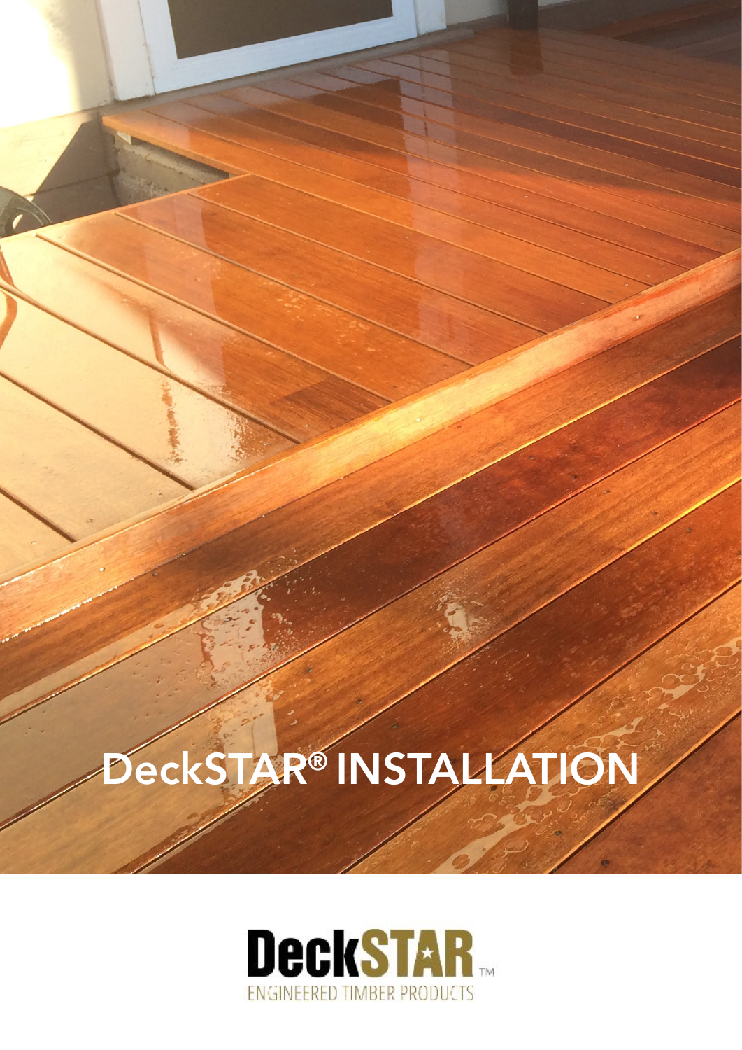# DeckSTAR® INSTALLATION

DeckSTAR™

ENGINEERED TIMBER PRODUCTS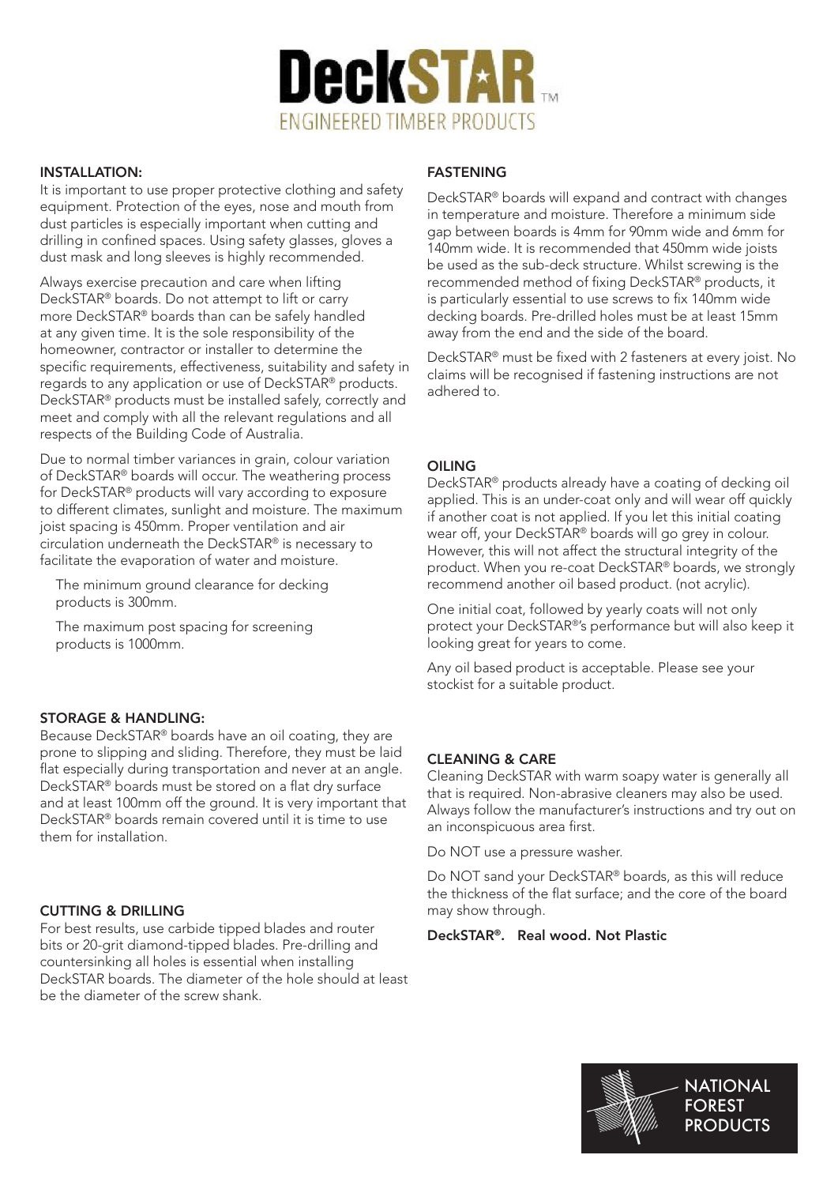# DeckSTAR™

ENGINEERED TIMBER PRODUCTS

## INSTALLATION:

It is important to use proper protective clothing and safety equipment. Protection of the eyes, nose and mouth from dust particles is especially important when cutting and drilling in confined spaces. Using safety glasses, gloves a dust mask and long sleeves is highly recommended.

Always exercise precaution and care when lifting DeckSTAR® boards. Do not attempt to lift or carry more DeckSTAR® boards than can be safely handled at any given time. It is the sole responsibility of the homeowner, contractor or installer to determine the specific requirements, effectiveness, suitability and safety in regards to any application or use of DeckSTAR® products. DeckSTAR® products must be installed safely, correctly and meet and comply with all the relevant regulations and all respects of the Building Code of Australia.

Due to normal timber variances in grain, colour variation of DeckSTAR® boards will occur. The weathering process for DeckSTAR® products will vary according to exposure to different climates, sunlight and moisture. The maximum joist spacing is 450mm. Proper ventilation and air circulation underneath the DeckSTAR® is necessary to facilitate the evaporation of water and moisture.

The minimum ground clearance for decking products is 300mm.

The maximum post spacing for screening products is 1000mm.

## STORAGE & HANDLING:

Because DeckSTAR® boards have an oil coating, they are prone to slipping and sliding. Therefore, they must be laid flat especially during transportation and never at an angle. DeckSTAR® boards must be stored on a flat dry surface and at least 100mm off the ground. It is very important that DeckSTAR® boards remain covered until it is time to use them for installation.

## CUTTING & DRILLING

For best results, use carbide tipped blades and router bits or 20-grit diamond-tipped blades. Pre-drilling and countersinking all holes is essential when installing DeckSTAR boards. The diameter of the hole should at least be the diameter of the screw shank.

## FASTENING

DeckSTAR® boards will expand and contract with changes in temperature and moisture. Therefore a minimum side gap between boards is 4mm for 90mm wide and 6mm for 140mm wide. It is recommended that 450mm wide joists be used as the sub-deck structure. Whilst screwing is the recommended method of fixing DeckSTAR® products, it is particularly essential to use screws to fix 140mm wide decking boards. Pre-drilled holes must be at least 15mm away from the end and the side of the board.

DeckSTAR® must be fixed with 2 fasteners at every joist. No claims will be recognised if fastening instructions are not adhered to.

## OILING

DeckSTAR® products already have a coating of decking oil applied. This is an under-coat only and will wear off quickly if another coat is not applied. If you let this initial coating wear off, your DeckSTAR® boards will go grey in colour. However, this will not affect the structural integrity of the product. When you re-coat DeckSTAR® boards, we strongly recommend another oil based product. (not acrylic).

One initial coat, followed by yearly coats will not only protect your DeckSTAR®'s performance but will also keep it looking great for years to come.

Any oil based product is acceptable. Please see your stockist for a suitable product.

## CLEANING & CARE

Cleaning DeckSTAR with warm soapy water is generally all that is required. Non-abrasive cleaners may also be used. Always follow the manufacturer's instructions and try out on an inconspicuous area first.

Do NOT use a pressure washer.

Do NOT sand your DeckSTAR® boards, as this will reduce the thickness of the flat surface; and the core of the board may show through.

**DeckSTAR®. Real wood. Not Plastic**

NATIONAL FOREST PRODUCTS